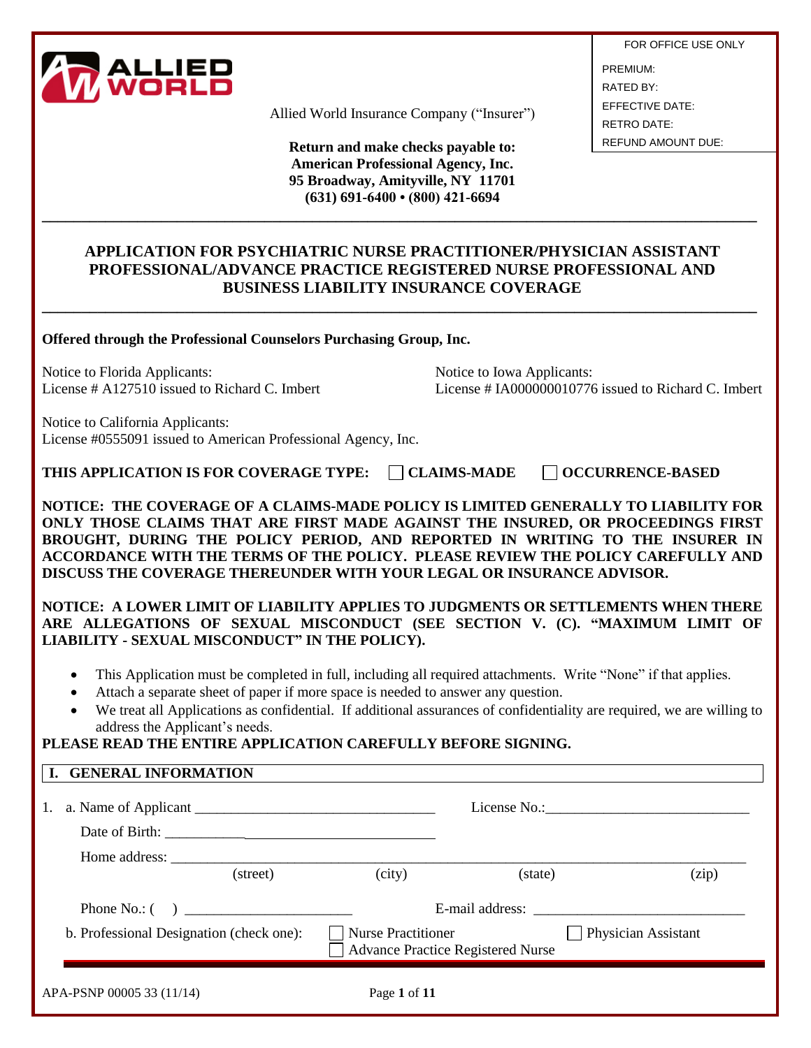ALLIED WORLD

Allied World Insurance Company ("Insurer")

**Return and make checks payable to:**
**American Professional Agency, Inc.**
**95 Broadway, Amityville, NY 11701**
**(631) 691-6400 • (800) 421-6694**

| FOR OFFICE USE ONLY |
|---|
| PREMIUM: |
| RATED BY: |
| EFFECTIVE DATE: |
| RETRO DATE: |
| REFUND AMOUNT DUE: |

# APPLICATION FOR PSYCHIATRIC NURSE PRACTITIONER/PHYSICIAN ASSISTANT PROFESSIONAL/ADVANCE PRACTICE REGISTERED NURSE PROFESSIONAL AND BUSINESS LIABILITY INSURANCE COVERAGE

**Offered through the Professional Counselors Purchasing Group, Inc.**

Notice to Florida Applicants:
License # A127510 issued to Richard C. Imbert

Notice to Iowa Applicants:
License # IA000000010776 issued to Richard C. Imbert

Notice to California Applicants:
License #0555091 issued to American Professional Agency, Inc.

**THIS APPLICATION IS FOR COVERAGE TYPE:** ☐ **CLAIMS-MADE** ☐ **OCCURRENCE-BASED**

**NOTICE: THE COVERAGE OF A CLAIMS-MADE POLICY IS LIMITED GENERALLY TO LIABILITY FOR ONLY THOSE CLAIMS THAT ARE FIRST MADE AGAINST THE INSURED, OR PROCEEDINGS FIRST BROUGHT, DURING THE POLICY PERIOD, AND REPORTED IN WRITING TO THE INSURER IN ACCORDANCE WITH THE TERMS OF THE POLICY. PLEASE REVIEW THE POLICY CAREFULLY AND DISCUSS THE COVERAGE THEREUNDER WITH YOUR LEGAL OR INSURANCE ADVISOR.**

**NOTICE: A LOWER LIMIT OF LIABILITY APPLIES TO JUDGMENTS OR SETTLEMENTS WHEN THERE ARE ALLEGATIONS OF SEXUAL MISCONDUCT (SEE SECTION V. (C). "MAXIMUM LIMIT OF LIABILITY - SEXUAL MISCONDUCT" IN THE POLICY).**

- This Application must be completed in full, including all required attachments. Write "None" if that applies.
- Attach a separate sheet of paper if more space is needed to answer any question.
- We treat all Applications as confidential. If additional assurances of confidentiality are required, we are willing to address the Applicant's needs.

**PLEASE READ THE ENTIRE APPLICATION CAREFULLY BEFORE SIGNING.**

## I. GENERAL INFORMATION

1. a. Name of Applicant ________________________________ License No.:____________________________

   Date of Birth: ____________________________________

   Home address: ______________________________________________________________________________
   (street) (city) (state) (zip)

   Phone No.: ( ) ______________________ E-mail address: ____________________________

   b. Professional Designation (check one): ☐ Nurse Practitioner ☐ Physician Assistant ☐ Advance Practice Registered Nurse

APA-PSNP 00005 33 (11/14)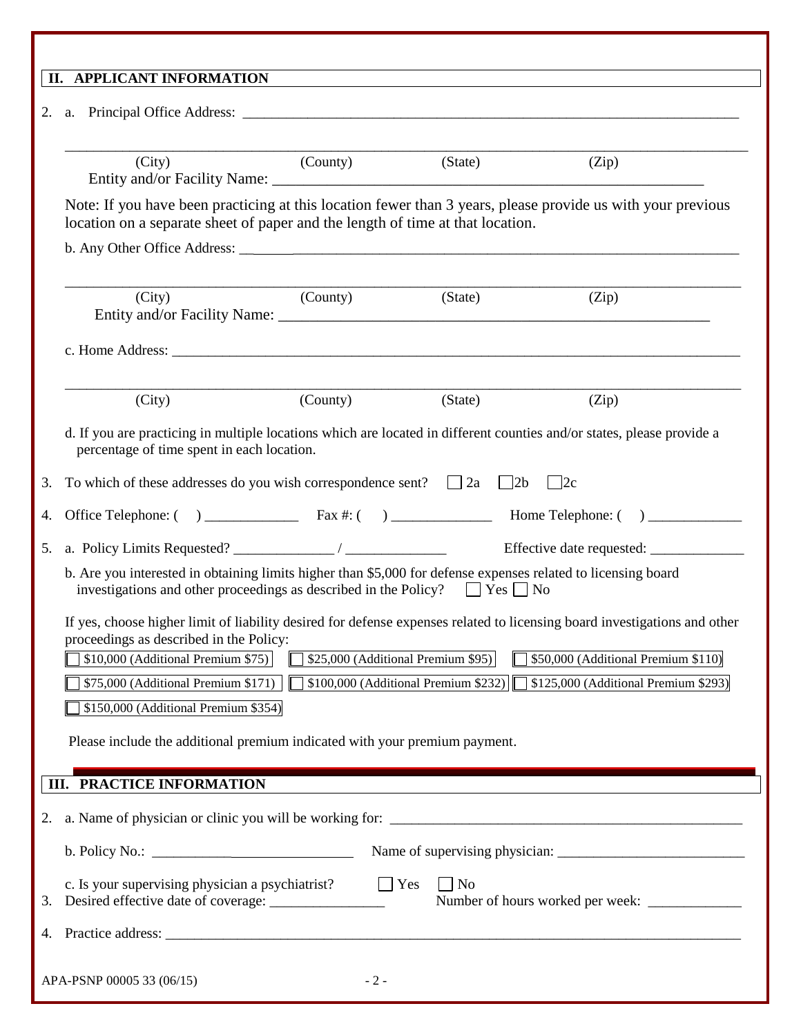## II. APPLICANT INFORMATION

2. a. Principal Office Address: ______________________________________________

______________________________________________
(City) (County) (State) (Zip)

Entity and/or Facility Name: ______________________________________________

Note: If you have been practicing at this location fewer than 3 years, please provide us with your previous location on a separate sheet of paper and the length of time at that location.

b. Any Other Office Address: ______________________________________________

______________________________________________
(City) (County) (State) (Zip)

Entity and/or Facility Name: ______________________________________________

c. Home Address: ______________________________________________

______________________________________________
(City) (County) (State) (Zip)

d. If you are practicing in multiple locations which are located in different counties and/or states, please provide a percentage of time spent in each location.

3. To which of these addresses do you wish correspondence sent? ☐ 2a ☐ 2b ☐ 2c

4. Office Telephone: ( ) _____________ Fax #: ( ) ______________ Home Telephone: ( ) _____________

5. a. Policy Limits Requested? ______________ / ______________ Effective date requested: _____________

b. Are you interested in obtaining limits higher than $5,000 for defense expenses related to licensing board investigations and other proceedings as described in the Policy? ☐ Yes ☐ No

If yes, choose higher limit of liability desired for defense expenses related to licensing board investigations and other proceedings as described in the Policy:

☐ $10,000 (Additional Premium $75) ☐ $25,000 (Additional Premium $95) ☐ $50,000 (Additional Premium $110)

☐ $75,000 (Additional Premium $171) ☐ $100,000 (Additional Premium $232) ☐ $125,000 (Additional Premium $293)

☐ $150,000 (Additional Premium $354)

Please include the additional premium indicated with your premium payment.

## III. PRACTICE INFORMATION

2. a. Name of physician or clinic you will be working for: ______________________________________________

b. Policy No.: ____________________________ Name of supervising physician: __________________________

c. Is your supervising physician a psychiatrist? ☐ Yes ☐ No

3. Desired effective date of coverage: ________________ Number of hours worked per week: _____________

4. Practice address: ______________________________________________

APA-PSNP 00005 33 (06/15)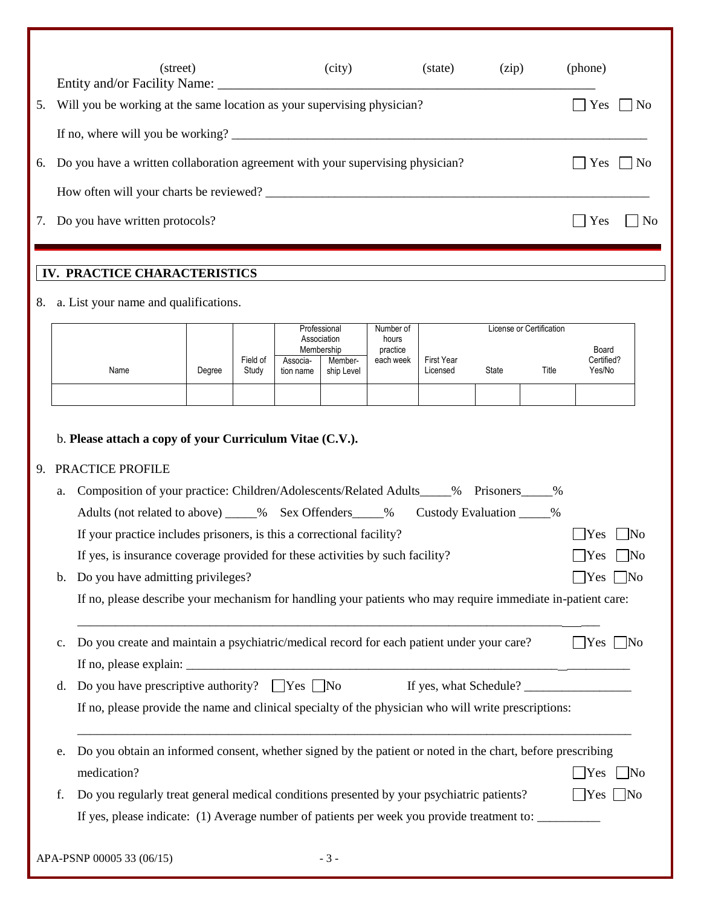(street) (city) (state) (zip) (phone)

Entity and/or Facility Name: ___________________________________________________________

5. Will you be working at the same location as your supervising physician? ☐ Yes ☐ No

   If no, where will you be working? ___________________________________________________________

6. Do you have a written collaboration agreement with your supervising physician? ☐ Yes ☐ No

   How often will your charts be reviewed? ___________________________________________________________

7. Do you have written protocols? ☐ Yes ☐ No

## IV. PRACTICE CHARACTERISTICS

8. a. List your name and qualifications.

| Name | Degree | Field of Study | Professional Association Membership | | Number of hours practice each week | License or Certification | | | |
|---|---|---|---|---|---|---|---|---|---|
| | | | Association name | Membership Level | | First Year Licensed | State | Title | Board Certified? Yes/No |
| | | | | | | | | | |

   b. **Please attach a copy of your Curriculum Vitae (C.V.).**

9. PRACTICE PROFILE

   a. Composition of your practice: Children/Adolescents/Related Adults_____% Prisoners_____%

      Adults (not related to above) _____% Sex Offenders_____% Custody Evaluation _____%

      If your practice includes prisoners, is this a correctional facility? ☐Yes ☐No

      If yes, is insurance coverage provided for these activities by such facility? ☐Yes ☐No

   b. Do you have admitting privileges? ☐Yes ☐No

      If no, please describe your mechanism for handling your patients who may require immediate in-patient care:

      ___________________________________________________________

   c. Do you create and maintain a psychiatric/medical record for each patient under your care? ☐Yes ☐No

      If no, please explain: ___________________________________________________________

   d. Do you have prescriptive authority? ☐Yes ☐No If yes, what Schedule? _________________

      If no, please provide the name and clinical specialty of the physician who will write prescriptions:

      ___________________________________________________________

   e. Do you obtain an informed consent, whether signed by the patient or noted in the chart, before prescribing medication? ☐Yes ☐No

   f. Do you regularly treat general medical conditions presented by your psychiatric patients? ☐Yes ☐No

      If yes, please indicate: (1) Average number of patients per week you provide treatment to: __________

APA-PSNP 00005 33 (06/15)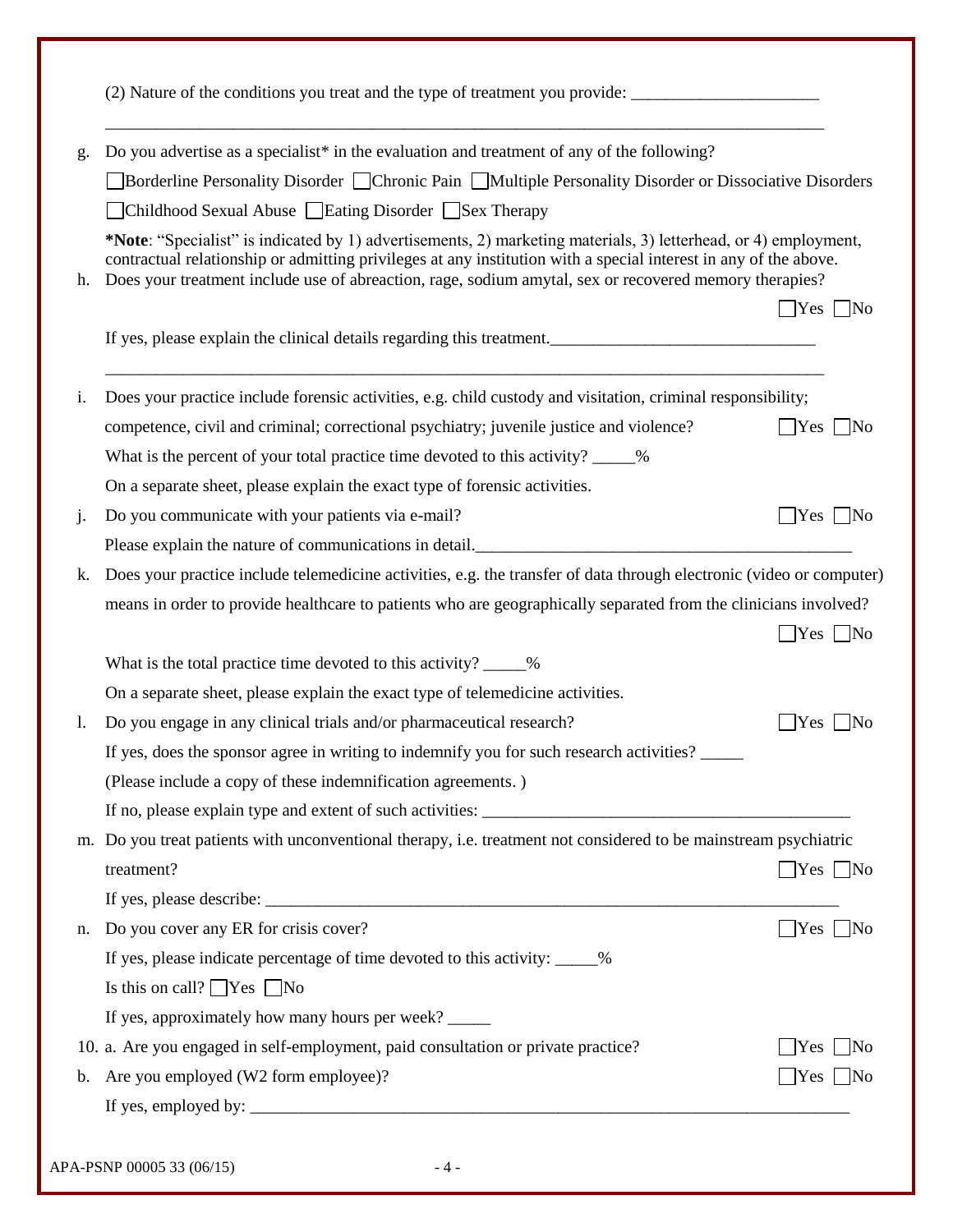(2) Nature of the conditions you treat and the type of treatment you provide: ______________________

_____________________________________________________________________________________

g. Do you advertise as a specialist* in the evaluation and treatment of any of the following?

☐ Borderline Personality Disorder ☐ Chronic Pain ☐ Multiple Personality Disorder or Dissociative Disorders

☐ Childhood Sexual Abuse ☐ Eating Disorder ☐ Sex Therapy

***Note**: "Specialist" is indicated by 1) advertisements, 2) marketing materials, 3) letterhead, or 4) employment, contractual relationship or admitting privileges at any institution with a special interest in any of the above.

h. Does your treatment include use of abreaction, rage, sodium amytal, sex or recovered memory therapies? ☐ Yes ☐ No

If yes, please explain the clinical details regarding this treatment.______________________________

_____________________________________________________________________________________

i. Does your practice include forensic activities, e.g. child custody and visitation, criminal responsibility; competence, civil and criminal; correctional psychiatry; juvenile justice and violence? ☐ Yes ☐ No

What is the percent of your total practice time devoted to this activity? _____%

On a separate sheet, please explain the exact type of forensic activities.

j. Do you communicate with your patients via e-mail? ☐ Yes ☐ No

Please explain the nature of communications in detail.______________________________________________

k. Does your practice include telemedicine activities, e.g. the transfer of data through electronic (video or computer) means in order to provide healthcare to patients who are geographically separated from the clinicians involved? ☐ Yes ☐ No

What is the total practice time devoted to this activity? _____%

On a separate sheet, please explain the exact type of telemedicine activities.

l. Do you engage in any clinical trials and/or pharmaceutical research? ☐ Yes ☐ No

If yes, does the sponsor agree in writing to indemnify you for such research activities? _____

(Please include a copy of these indemnification agreements. )

If no, please explain type and extent of such activities: ____________________________________________

m. Do you treat patients with unconventional therapy, i.e. treatment not considered to be mainstream psychiatric treatment? ☐ Yes ☐ No

If yes, please describe: ______________________________________________________________________

n. Do you cover any ER for crisis cover? ☐ Yes ☐ No

If yes, please indicate percentage of time devoted to this activity: _____%

Is this on call? ☐ Yes ☐ No

If yes, approximately how many hours per week? _____

10. a. Are you engaged in self-employment, paid consultation or private practice? ☐ Yes ☐ No

b. Are you employed (W2 form employee)? ☐ Yes ☐ No

If yes, employed by: __________________________________________________________________________

APA-PSNP 00005 33 (06/15)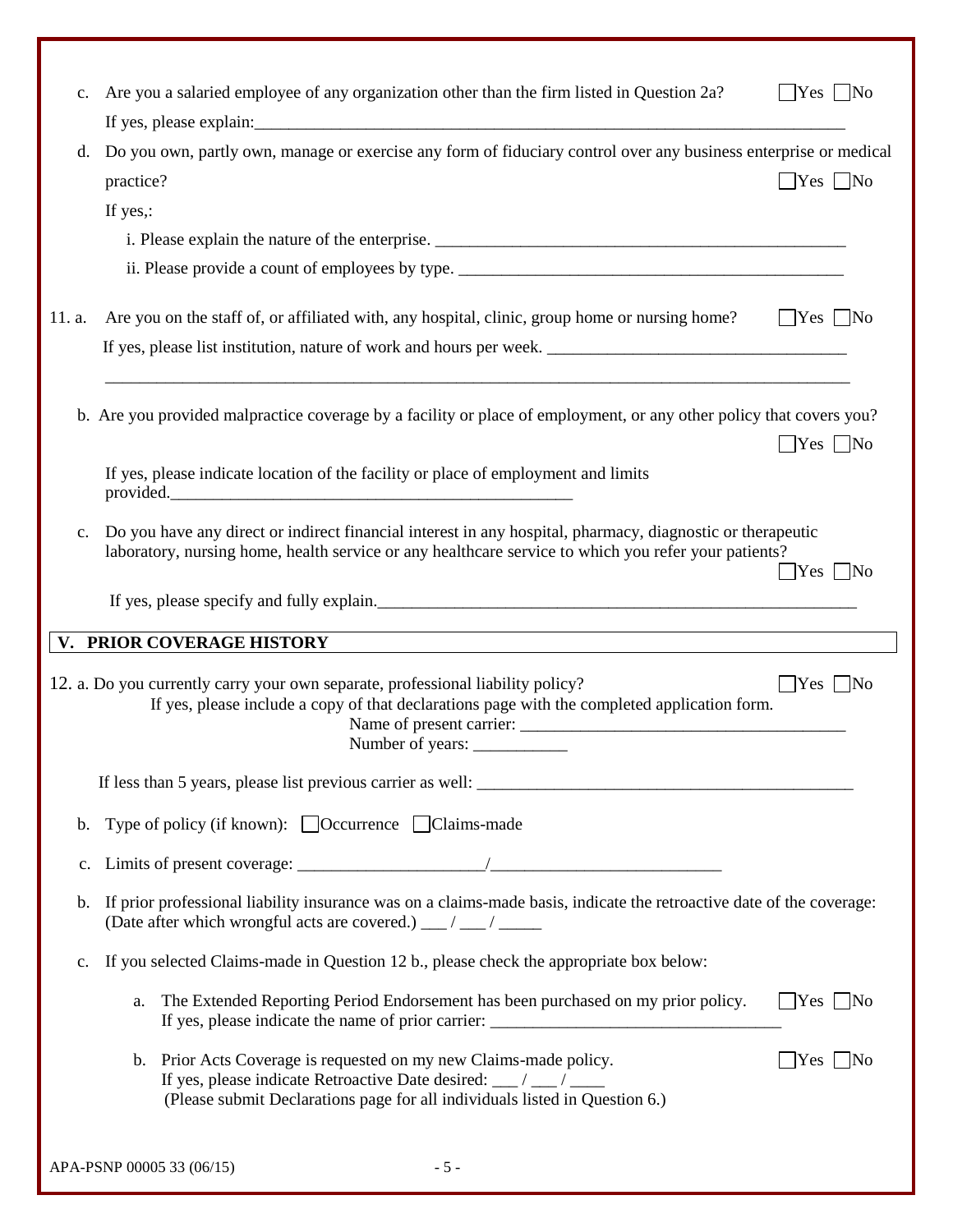c. Are you a salaried employee of any organization other than the firm listed in Question 2a? ☐ Yes ☐ No

If yes, please explain:\_\_\_\_\_\_\_\_\_\_\_\_\_\_\_\_\_\_\_\_\_\_\_\_\_\_\_\_\_\_\_\_\_\_\_\_\_\_\_\_

d. Do you own, partly own, manage or exercise any form of fiduciary control over any business enterprise or medical practice? ☐ Yes ☐ No

If yes,:

i. Please explain the nature of the enterprise. \_\_\_\_\_\_\_\_\_\_\_\_\_\_\_\_\_\_\_\_\_\_\_\_\_\_\_\_\_\_\_\_\_\_\_\_\_\_\_\_

ii. Please provide a count of employees by type. \_\_\_\_\_\_\_\_\_\_\_\_\_\_\_\_\_\_\_\_\_\_\_\_\_\_\_\_\_\_\_\_\_\_\_\_\_\_\_\_

11. a. Are you on the staff of, or affiliated with, any hospital, clinic, group home or nursing home? ☐ Yes ☐ No

If yes, please list institution, nature of work and hours per week. \_\_\_\_\_\_\_\_\_\_\_\_\_\_\_\_\_\_\_\_\_\_\_\_\_\_\_\_\_\_\_\_\_\_\_\_\_\_\_\_

\_\_\_\_\_\_\_\_\_\_\_\_\_\_\_\_\_\_\_\_\_\_\_\_\_\_\_\_\_\_\_\_\_\_\_\_\_\_\_\_\_\_\_\_\_\_\_\_\_\_\_\_\_\_\_\_\_\_\_\_\_\_\_\_\_\_\_\_\_\_\_\_\_\_\_\_\_\_

b. Are you provided malpractice coverage by a facility or place of employment, or any other policy that covers you? ☐ Yes ☐ No

If yes, please indicate location of the facility or place of employment and limits provided.\_\_\_\_\_\_\_\_\_\_\_\_\_\_\_\_\_\_\_\_\_\_\_\_\_\_\_\_\_\_\_\_\_\_\_\_\_\_\_\_

c. Do you have any direct or indirect financial interest in any hospital, pharmacy, diagnostic or therapeutic laboratory, nursing home, health service or any healthcare service to which you refer your patients? ☐ Yes ☐ No

If yes, please specify and fully explain.\_\_\_\_\_\_\_\_\_\_\_\_\_\_\_\_\_\_\_\_\_\_\_\_\_\_\_\_\_\_\_\_\_\_\_\_\_\_\_\_

## V. PRIOR COVERAGE HISTORY

12. a. Do you currently carry your own separate, professional liability policy? ☐ Yes ☐ No

If yes, please include a copy of that declarations page with the completed application form.

Name of present carrier: \_\_\_\_\_\_\_\_\_\_\_\_\_\_\_\_\_\_\_\_\_\_\_\_\_\_\_\_\_\_\_\_\_\_\_\_\_\_\_\_

Number of years: \_\_\_\_\_\_\_\_\_\_\_

If less than 5 years, please list previous carrier as well: \_\_\_\_\_\_\_\_\_\_\_\_\_\_\_\_\_\_\_\_\_\_\_\_\_\_\_\_\_\_\_\_\_\_\_\_\_\_\_\_

b. Type of policy (if known): ☐ Occurrence ☐ Claims-made

c. Limits of present coverage: \_\_\_\_\_\_\_\_\_\_\_\_\_\_\_\_\_\_\_\_\_\_/\_\_\_\_\_\_\_\_\_\_\_\_\_\_\_\_\_\_\_\_\_\_\_\_\_\_

b. If prior professional liability insurance was on a claims-made basis, indicate the retroactive date of the coverage: (Date after which wrongful acts are covered.) \_\_\_ / \_\_\_ / \_\_\_\_\_

c. If you selected Claims-made in Question 12 b., please check the appropriate box below:

a. The Extended Reporting Period Endorsement has been purchased on my prior policy. ☐ Yes ☐ No
If yes, please indicate the name of prior carrier: \_\_\_\_\_\_\_\_\_\_\_\_\_\_\_\_\_\_\_\_\_\_\_\_\_\_\_\_\_\_\_\_\_\_

b. Prior Acts Coverage is requested on my new Claims-made policy. ☐ Yes ☐ No
If yes, please indicate Retroactive Date desired: \_\_\_ / \_\_\_ / \_\_\_\_
(Please submit Declarations page for all individuals listed in Question 6.)

APA-PSNP 00005 33 (06/15)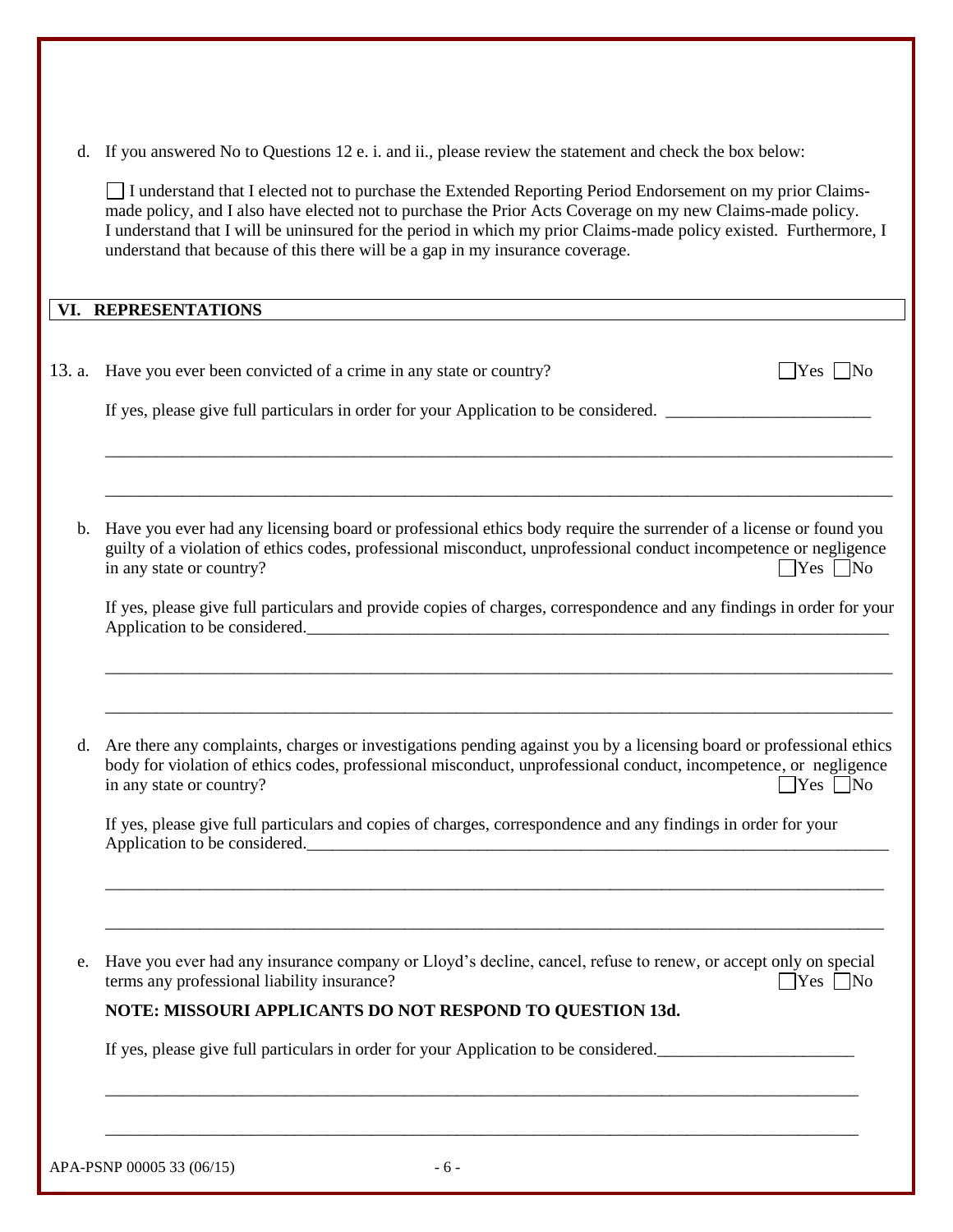d. If you answered No to Questions 12 e. i. and ii., please review the statement and check the box below:

☐ I understand that I elected not to purchase the Extended Reporting Period Endorsement on my prior Claims-made policy, and I also have elected not to purchase the Prior Acts Coverage on my new Claims-made policy. I understand that I will be uninsured for the period in which my prior Claims-made policy existed. Furthermore, I understand that because of this there will be a gap in my insurance coverage.

## VI. REPRESENTATIONS

13. a. Have you ever been convicted of a crime in any state or country? ☐Yes ☐No

If yes, please give full particulars in order for your Application to be considered. ________________________

_______________________________________________________________________________________________

_______________________________________________________________________________________________

b. Have you ever had any licensing board or professional ethics body require the surrender of a license or found you guilty of a violation of ethics codes, professional misconduct, unprofessional conduct incompetence or negligence in any state or country? ☐Yes ☐No

If yes, please give full particulars and provide copies of charges, correspondence and any findings in order for your Application to be considered.________________________________________________________________________

_______________________________________________________________________________________________

_______________________________________________________________________________________________

d. Are there any complaints, charges or investigations pending against you by a licensing board or professional ethics body for violation of ethics codes, professional misconduct, unprofessional conduct, incompetence, or negligence in any state or country? ☐Yes ☐No

If yes, please give full particulars and copies of charges, correspondence and any findings in order for your Application to be considered.________________________________________________________________________

_______________________________________________________________________________________________

_______________________________________________________________________________________________

e. Have you ever had any insurance company or Lloyd's decline, cancel, refuse to renew, or accept only on special terms any professional liability insurance? ☐Yes ☐No

**NOTE: MISSOURI APPLICANTS DO NOT RESPOND TO QUESTION 13d.**

If yes, please give full particulars in order for your Application to be considered._______________________

_______________________________________________________________________________________________

_______________________________________________________________________________________________

APA-PSNP 00005 33 (06/15)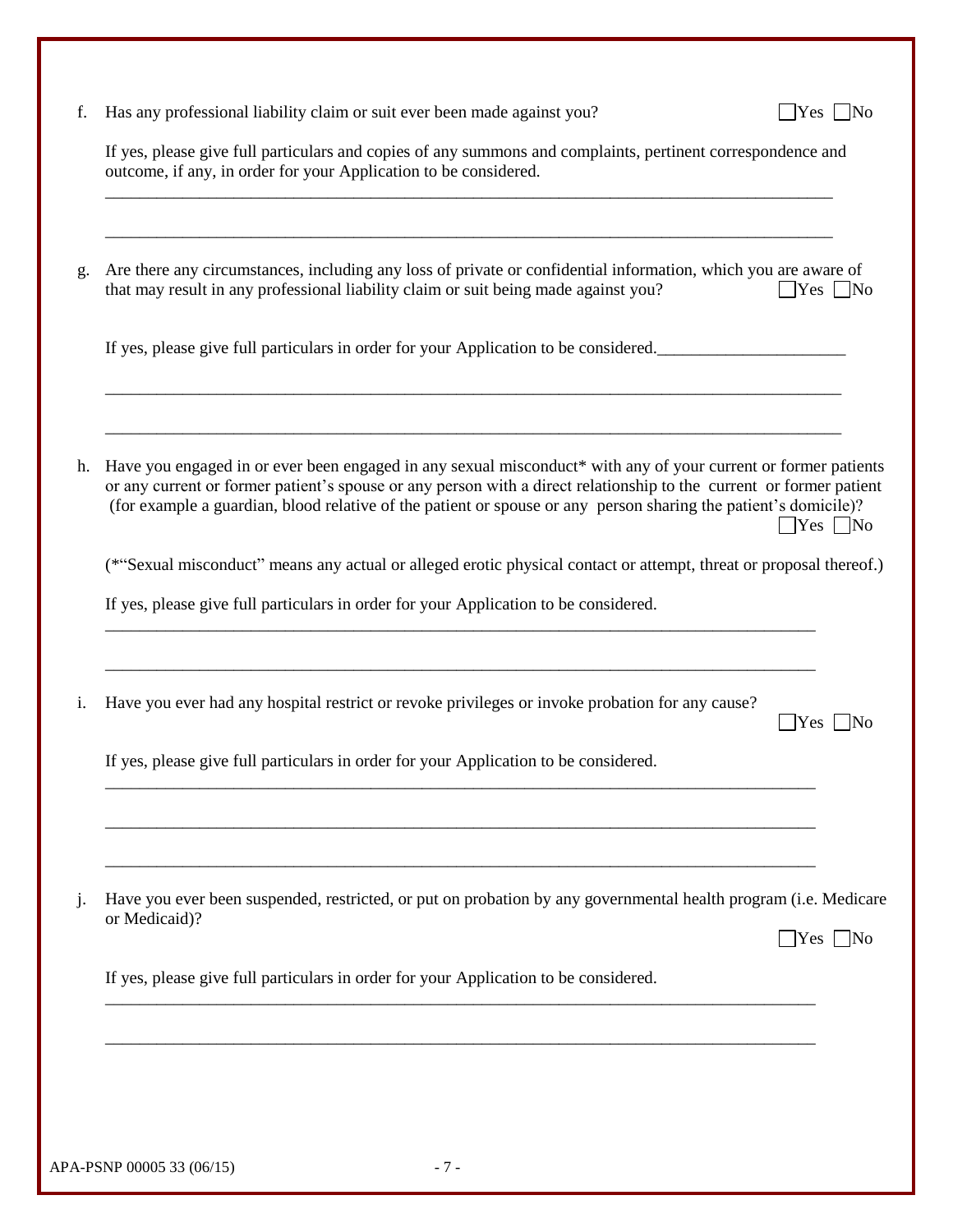f. Has any professional liability claim or suit ever been made against you? ☐Yes ☐No

If yes, please give full particulars and copies of any summons and complaints, pertinent correspondence and outcome, if any, in order for your Application to be considered.

_______________________________________________________________________________________

_______________________________________________________________________________________

g. Are there any circumstances, including any loss of private or confidential information, which you are aware of that may result in any professional liability claim or suit being made against you? ☐Yes ☐No

If yes, please give full particulars in order for your Application to be considered.______________________

_______________________________________________________________________________________

_______________________________________________________________________________________

h. Have you engaged in or ever been engaged in any sexual misconduct* with any of your current or former patients or any current or former patient's spouse or any person with a direct relationship to the current or former patient (for example a guardian, blood relative of the patient or spouse or any person sharing the patient's domicile)? ☐Yes ☐No

(*"Sexual misconduct" means any actual or alleged erotic physical contact or attempt, threat or proposal thereof.)

If yes, please give full particulars in order for your Application to be considered.

_______________________________________________________________________________________

_______________________________________________________________________________________

i. Have you ever had any hospital restrict or revoke privileges or invoke probation for any cause? ☐Yes ☐No

If yes, please give full particulars in order for your Application to be considered.

_______________________________________________________________________________________

_______________________________________________________________________________________

_______________________________________________________________________________________

j. Have you ever been suspended, restricted, or put on probation by any governmental health program (i.e. Medicare or Medicaid)? ☐Yes ☐No

If yes, please give full particulars in order for your Application to be considered.

_______________________________________________________________________________________

_______________________________________________________________________________________

APA-PSNP 00005 33 (06/15)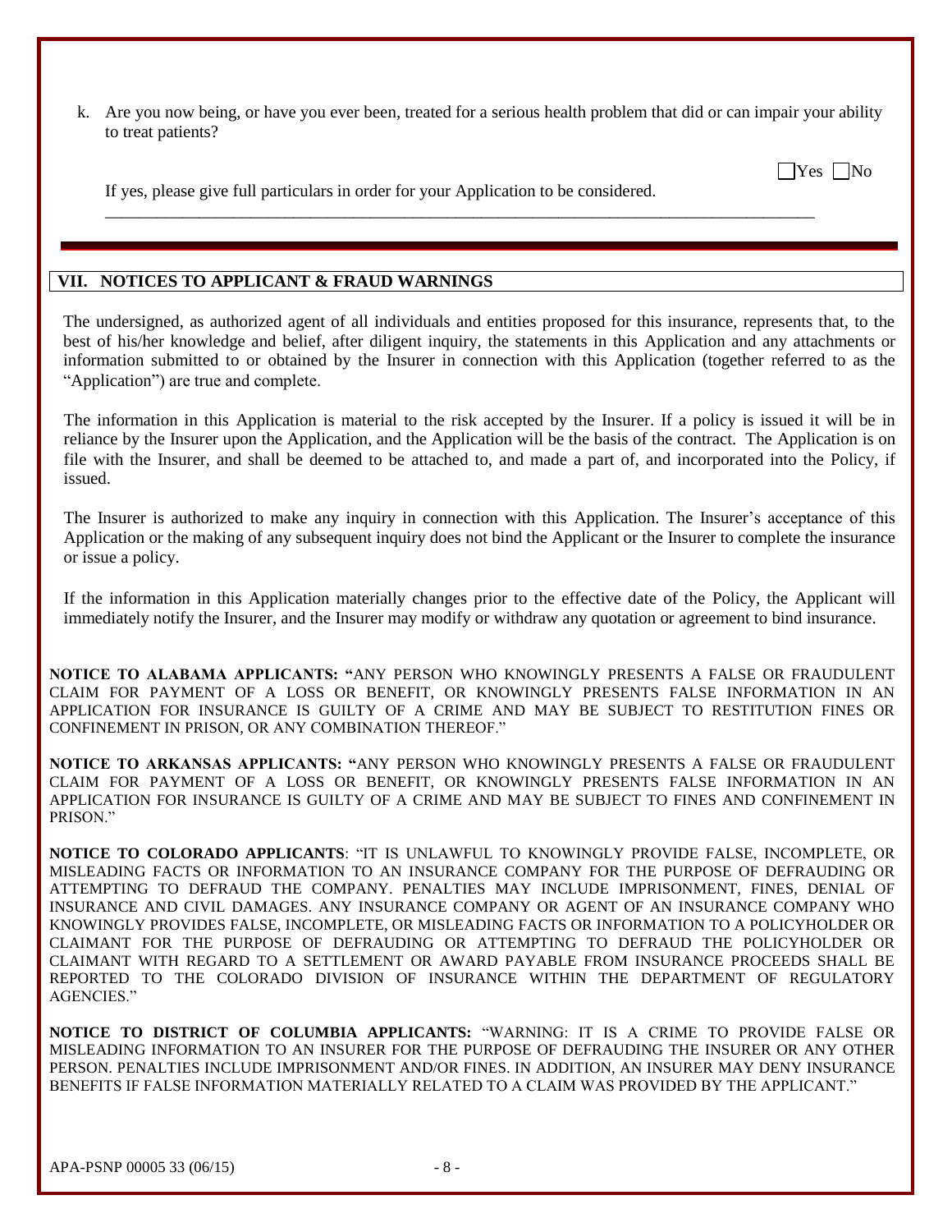k. Are you now being, or have you ever been, treated for a serious health problem that did or can impair your ability to treat patients?

☐Yes ☐No

If yes, please give full particulars in order for your Application to be considered.

\_\_\_\_\_\_\_\_\_\_\_\_\_\_\_\_\_\_\_\_\_\_\_\_\_\_\_\_\_\_\_\_\_\_\_\_\_\_\_\_\_\_\_\_\_\_\_\_\_\_\_\_\_\_\_\_\_\_\_\_\_\_\_\_\_\_\_\_\_\_\_\_\_\_\_\_\_\_

## VII. NOTICES TO APPLICANT & FRAUD WARNINGS

The undersigned, as authorized agent of all individuals and entities proposed for this insurance, represents that, to the best of his/her knowledge and belief, after diligent inquiry, the statements in this Application and any attachments or information submitted to or obtained by the Insurer in connection with this Application (together referred to as the "Application") are true and complete.

The information in this Application is material to the risk accepted by the Insurer. If a policy is issued it will be in reliance by the Insurer upon the Application, and the Application will be the basis of the contract. The Application is on file with the Insurer, and shall be deemed to be attached to, and made a part of, and incorporated into the Policy, if issued.

The Insurer is authorized to make any inquiry in connection with this Application. The Insurer's acceptance of this Application or the making of any subsequent inquiry does not bind the Applicant or the Insurer to complete the insurance or issue a policy.

If the information in this Application materially changes prior to the effective date of the Policy, the Applicant will immediately notify the Insurer, and the Insurer may modify or withdraw any quotation or agreement to bind insurance.

**NOTICE TO ALABAMA APPLICANTS: "**ANY PERSON WHO KNOWINGLY PRESENTS A FALSE OR FRAUDULENT CLAIM FOR PAYMENT OF A LOSS OR BENEFIT, OR KNOWINGLY PRESENTS FALSE INFORMATION IN AN APPLICATION FOR INSURANCE IS GUILTY OF A CRIME AND MAY BE SUBJECT TO RESTITUTION FINES OR CONFINEMENT IN PRISON, OR ANY COMBINATION THEREOF."

**NOTICE TO ARKANSAS APPLICANTS: "**ANY PERSON WHO KNOWINGLY PRESENTS A FALSE OR FRAUDULENT CLAIM FOR PAYMENT OF A LOSS OR BENEFIT, OR KNOWINGLY PRESENTS FALSE INFORMATION IN AN APPLICATION FOR INSURANCE IS GUILTY OF A CRIME AND MAY BE SUBJECT TO FINES AND CONFINEMENT IN PRISON."

**NOTICE TO COLORADO APPLICANTS**: "IT IS UNLAWFUL TO KNOWINGLY PROVIDE FALSE, INCOMPLETE, OR MISLEADING FACTS OR INFORMATION TO AN INSURANCE COMPANY FOR THE PURPOSE OF DEFRAUDING OR ATTEMPTING TO DEFRAUD THE COMPANY. PENALTIES MAY INCLUDE IMPRISONMENT, FINES, DENIAL OF INSURANCE AND CIVIL DAMAGES. ANY INSURANCE COMPANY OR AGENT OF AN INSURANCE COMPANY WHO KNOWINGLY PROVIDES FALSE, INCOMPLETE, OR MISLEADING FACTS OR INFORMATION TO A POLICYHOLDER OR CLAIMANT FOR THE PURPOSE OF DEFRAUDING OR ATTEMPTING TO DEFRAUD THE POLICYHOLDER OR CLAIMANT WITH REGARD TO A SETTLEMENT OR AWARD PAYABLE FROM INSURANCE PROCEEDS SHALL BE REPORTED TO THE COLORADO DIVISION OF INSURANCE WITHIN THE DEPARTMENT OF REGULATORY AGENCIES."

**NOTICE TO DISTRICT OF COLUMBIA APPLICANTS:** "WARNING: IT IS A CRIME TO PROVIDE FALSE OR MISLEADING INFORMATION TO AN INSURER FOR THE PURPOSE OF DEFRAUDING THE INSURER OR ANY OTHER PERSON. PENALTIES INCLUDE IMPRISONMENT AND/OR FINES. IN ADDITION, AN INSURER MAY DENY INSURANCE BENEFITS IF FALSE INFORMATION MATERIALLY RELATED TO A CLAIM WAS PROVIDED BY THE APPLICANT."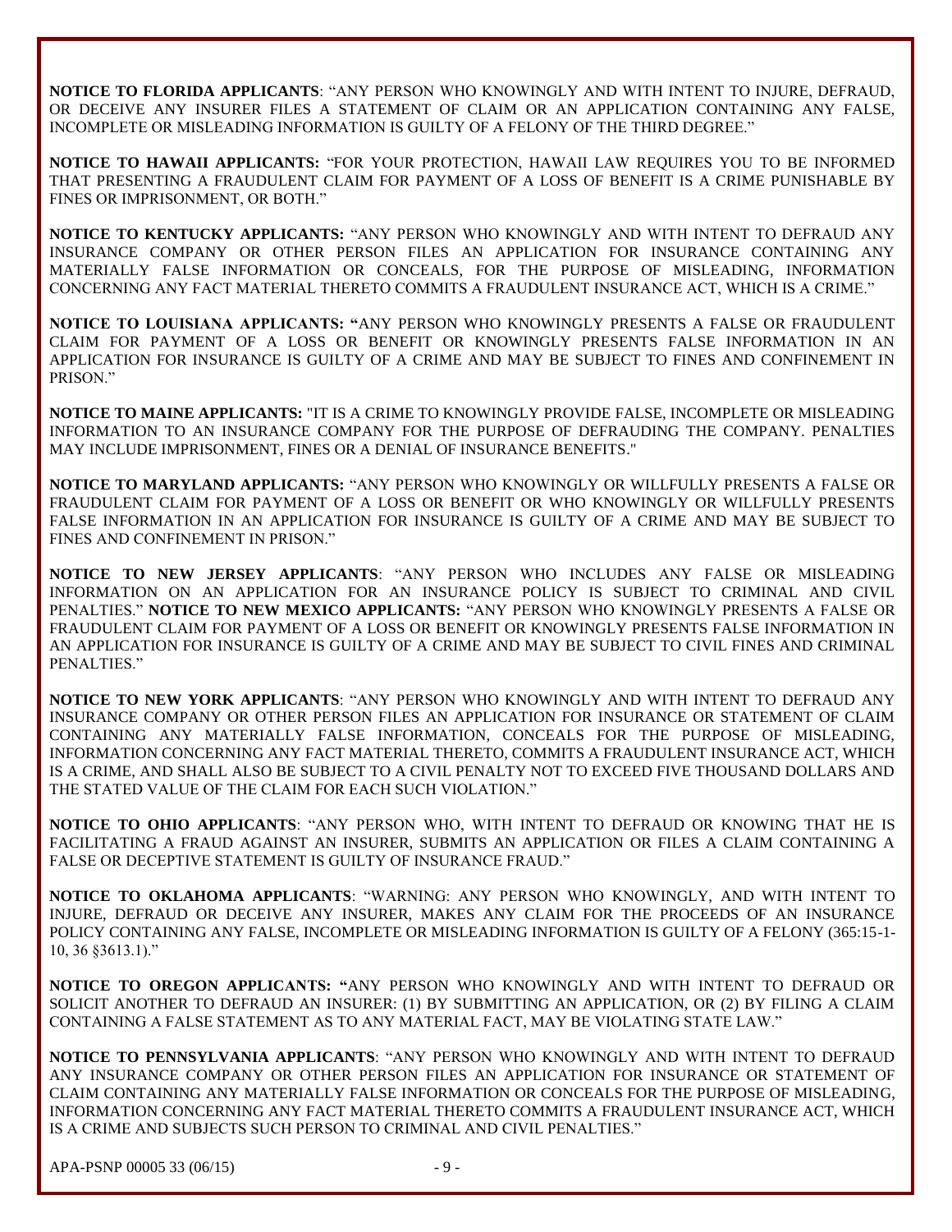**NOTICE TO FLORIDA APPLICANTS**: "ANY PERSON WHO KNOWINGLY AND WITH INTENT TO INJURE, DEFRAUD, OR DECEIVE ANY INSURER FILES A STATEMENT OF CLAIM OR AN APPLICATION CONTAINING ANY FALSE, INCOMPLETE OR MISLEADING INFORMATION IS GUILTY OF A FELONY OF THE THIRD DEGREE."

**NOTICE TO HAWAII APPLICANTS:** "FOR YOUR PROTECTION, HAWAII LAW REQUIRES YOU TO BE INFORMED THAT PRESENTING A FRAUDULENT CLAIM FOR PAYMENT OF A LOSS OF BENEFIT IS A CRIME PUNISHABLE BY FINES OR IMPRISONMENT, OR BOTH."

**NOTICE TO KENTUCKY APPLICANTS:** "ANY PERSON WHO KNOWINGLY AND WITH INTENT TO DEFRAUD ANY INSURANCE COMPANY OR OTHER PERSON FILES AN APPLICATION FOR INSURANCE CONTAINING ANY MATERIALLY FALSE INFORMATION OR CONCEALS, FOR THE PURPOSE OF MISLEADING, INFORMATION CONCERNING ANY FACT MATERIAL THERETO COMMITS A FRAUDULENT INSURANCE ACT, WHICH IS A CRIME."

**NOTICE TO LOUISIANA APPLICANTS: "**ANY PERSON WHO KNOWINGLY PRESENTS A FALSE OR FRAUDULENT CLAIM FOR PAYMENT OF A LOSS OR BENEFIT OR KNOWINGLY PRESENTS FALSE INFORMATION IN AN APPLICATION FOR INSURANCE IS GUILTY OF A CRIME AND MAY BE SUBJECT TO FINES AND CONFINEMENT IN PRISON."

**NOTICE TO MAINE APPLICANTS:** "IT IS A CRIME TO KNOWINGLY PROVIDE FALSE, INCOMPLETE OR MISLEADING INFORMATION TO AN INSURANCE COMPANY FOR THE PURPOSE OF DEFRAUDING THE COMPANY. PENALTIES MAY INCLUDE IMPRISONMENT, FINES OR A DENIAL OF INSURANCE BENEFITS."

**NOTICE TO MARYLAND APPLICANTS:** "ANY PERSON WHO KNOWINGLY OR WILLFULLY PRESENTS A FALSE OR FRAUDULENT CLAIM FOR PAYMENT OF A LOSS OR BENEFIT OR WHO KNOWINGLY OR WILLFULLY PRESENTS FALSE INFORMATION IN AN APPLICATION FOR INSURANCE IS GUILTY OF A CRIME AND MAY BE SUBJECT TO FINES AND CONFINEMENT IN PRISON."

**NOTICE TO NEW JERSEY APPLICANTS**: "ANY PERSON WHO INCLUDES ANY FALSE OR MISLEADING INFORMATION ON AN APPLICATION FOR AN INSURANCE POLICY IS SUBJECT TO CRIMINAL AND CIVIL PENALTIES." **NOTICE TO NEW MEXICO APPLICANTS:** "ANY PERSON WHO KNOWINGLY PRESENTS A FALSE OR FRAUDULENT CLAIM FOR PAYMENT OF A LOSS OR BENEFIT OR KNOWINGLY PRESENTS FALSE INFORMATION IN AN APPLICATION FOR INSURANCE IS GUILTY OF A CRIME AND MAY BE SUBJECT TO CIVIL FINES AND CRIMINAL PENALTIES."

**NOTICE TO NEW YORK APPLICANTS**: "ANY PERSON WHO KNOWINGLY AND WITH INTENT TO DEFRAUD ANY INSURANCE COMPANY OR OTHER PERSON FILES AN APPLICATION FOR INSURANCE OR STATEMENT OF CLAIM CONTAINING ANY MATERIALLY FALSE INFORMATION, CONCEALS FOR THE PURPOSE OF MISLEADING, INFORMATION CONCERNING ANY FACT MATERIAL THERETO, COMMITS A FRAUDULENT INSURANCE ACT, WHICH IS A CRIME, AND SHALL ALSO BE SUBJECT TO A CIVIL PENALTY NOT TO EXCEED FIVE THOUSAND DOLLARS AND THE STATED VALUE OF THE CLAIM FOR EACH SUCH VIOLATION."

**NOTICE TO OHIO APPLICANTS**: "ANY PERSON WHO, WITH INTENT TO DEFRAUD OR KNOWING THAT HE IS FACILITATING A FRAUD AGAINST AN INSURER, SUBMITS AN APPLICATION OR FILES A CLAIM CONTAINING A FALSE OR DECEPTIVE STATEMENT IS GUILTY OF INSURANCE FRAUD."

**NOTICE TO OKLAHOMA APPLICANTS**: "WARNING: ANY PERSON WHO KNOWINGLY, AND WITH INTENT TO INJURE, DEFRAUD OR DECEIVE ANY INSURER, MAKES ANY CLAIM FOR THE PROCEEDS OF AN INSURANCE POLICY CONTAINING ANY FALSE, INCOMPLETE OR MISLEADING INFORMATION IS GUILTY OF A FELONY (365:15-1-10, 36 §3613.1)."

**NOTICE TO OREGON APPLICANTS: "**ANY PERSON WHO KNOWINGLY AND WITH INTENT TO DEFRAUD OR SOLICIT ANOTHER TO DEFRAUD AN INSURER: (1) BY SUBMITTING AN APPLICATION, OR (2) BY FILING A CLAIM CONTAINING A FALSE STATEMENT AS TO ANY MATERIAL FACT, MAY BE VIOLATING STATE LAW."

**NOTICE TO PENNSYLVANIA APPLICANTS**: "ANY PERSON WHO KNOWINGLY AND WITH INTENT TO DEFRAUD ANY INSURANCE COMPANY OR OTHER PERSON FILES AN APPLICATION FOR INSURANCE OR STATEMENT OF CLAIM CONTAINING ANY MATERIALLY FALSE INFORMATION OR CONCEALS FOR THE PURPOSE OF MISLEADING, INFORMATION CONCERNING ANY FACT MATERIAL THERETO COMMITS A FRAUDULENT INSURANCE ACT, WHICH IS A CRIME AND SUBJECTS SUCH PERSON TO CRIMINAL AND CIVIL PENALTIES."

APA-PSNP 00005 33 (06/15)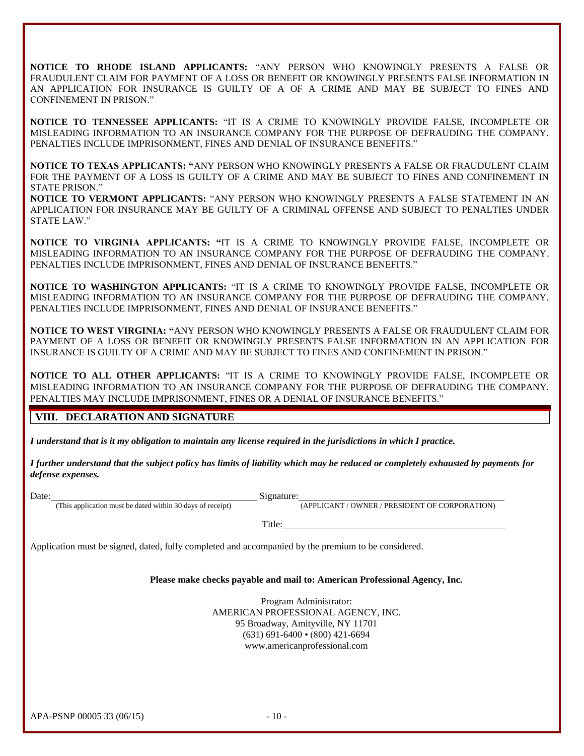**NOTICE TO RHODE ISLAND APPLICANTS:** "ANY PERSON WHO KNOWINGLY PRESENTS A FALSE OR FRAUDULENT CLAIM FOR PAYMENT OF A LOSS OR BENEFIT OR KNOWINGLY PRESENTS FALSE INFORMATION IN AN APPLICATION FOR INSURANCE IS GUILTY OF A OF A CRIME AND MAY BE SUBJECT TO FINES AND CONFINEMENT IN PRISON."

**NOTICE TO TENNESSEE APPLICANTS:** "IT IS A CRIME TO KNOWINGLY PROVIDE FALSE, INCOMPLETE OR MISLEADING INFORMATION TO AN INSURANCE COMPANY FOR THE PURPOSE OF DEFRAUDING THE COMPANY. PENALTIES INCLUDE IMPRISONMENT, FINES AND DENIAL OF INSURANCE BENEFITS."

**NOTICE TO TEXAS APPLICANTS:** "ANY PERSON WHO KNOWINGLY PRESENTS A FALSE OR FRAUDULENT CLAIM FOR THE PAYMENT OF A LOSS IS GUILTY OF A CRIME AND MAY BE SUBJECT TO FINES AND CONFINEMENT IN STATE PRISON."

**NOTICE TO VERMONT APPLICANTS:** "ANY PERSON WHO KNOWINGLY PRESENTS A FALSE STATEMENT IN AN APPLICATION FOR INSURANCE MAY BE GUILTY OF A CRIMINAL OFFENSE AND SUBJECT TO PENALTIES UNDER STATE LAW."

**NOTICE TO VIRGINIA APPLICANTS:** "IT IS A CRIME TO KNOWINGLY PROVIDE FALSE, INCOMPLETE OR MISLEADING INFORMATION TO AN INSURANCE COMPANY FOR THE PURPOSE OF DEFRAUDING THE COMPANY. PENALTIES INCLUDE IMPRISONMENT, FINES AND DENIAL OF INSURANCE BENEFITS."

**NOTICE TO WASHINGTON APPLICANTS:** "IT IS A CRIME TO KNOWINGLY PROVIDE FALSE, INCOMPLETE OR MISLEADING INFORMATION TO AN INSURANCE COMPANY FOR THE PURPOSE OF DEFRAUDING THE COMPANY. PENALTIES INCLUDE IMPRISONMENT, FINES AND DENIAL OF INSURANCE BENEFITS."

**NOTICE TO WEST VIRGINIA:** "ANY PERSON WHO KNOWINGLY PRESENTS A FALSE OR FRAUDULENT CLAIM FOR PAYMENT OF A LOSS OR BENEFIT OR KNOWINGLY PRESENTS FALSE INFORMATION IN AN APPLICATION FOR INSURANCE IS GUILTY OF A CRIME AND MAY BE SUBJECT TO FINES AND CONFINEMENT IN PRISON."

**NOTICE TO ALL OTHER APPLICANTS:** "IT IS A CRIME TO KNOWINGLY PROVIDE FALSE, INCOMPLETE OR MISLEADING INFORMATION TO AN INSURANCE COMPANY FOR THE PURPOSE OF DEFRAUDING THE COMPANY. PENALTIES MAY INCLUDE IMPRISONMENT, FINES OR A DENIAL OF INSURANCE BENEFITS."

## VIII. DECLARATION AND SIGNATURE

***I understand that is it my obligation to maintain any license required in the jurisdictions in which I practice.***

***I further understand that the subject policy has limits of liability which may be reduced or completely exhausted by payments for defense expenses.***

Date: ______________________________ Signature: ______________________________
(This application must be dated within 30 days of receipt) (APPLICANT / OWNER / PRESIDENT OF CORPORATION)

Title: ______________________________

Application must be signed, dated, fully completed and accompanied by the premium to be considered.

**Please make checks payable and mail to: American Professional Agency, Inc.**

Program Administrator:
AMERICAN PROFESSIONAL AGENCY, INC.
95 Broadway, Amityville, NY 11701
(631) 691-6400 • (800) 421-6694
www.americanprofessional.com

APA-PSNP 00005 33 (06/15)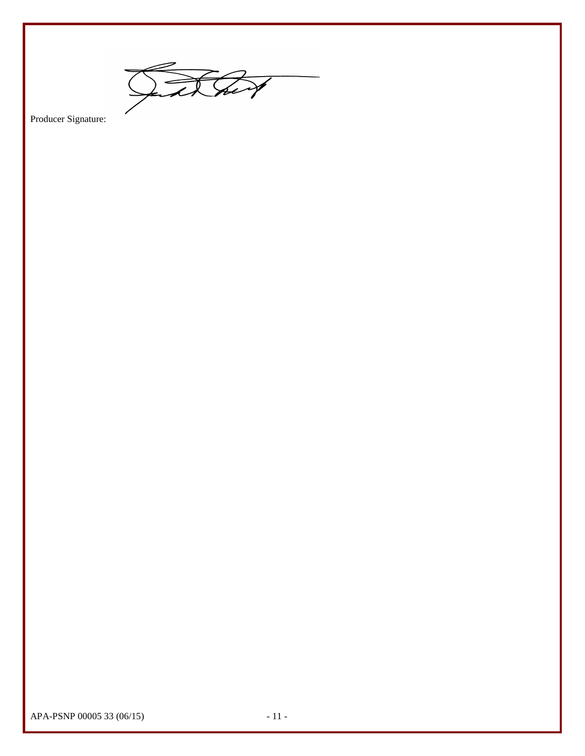Producer Signature:

APA-PSNP 00005 33 (06/15)